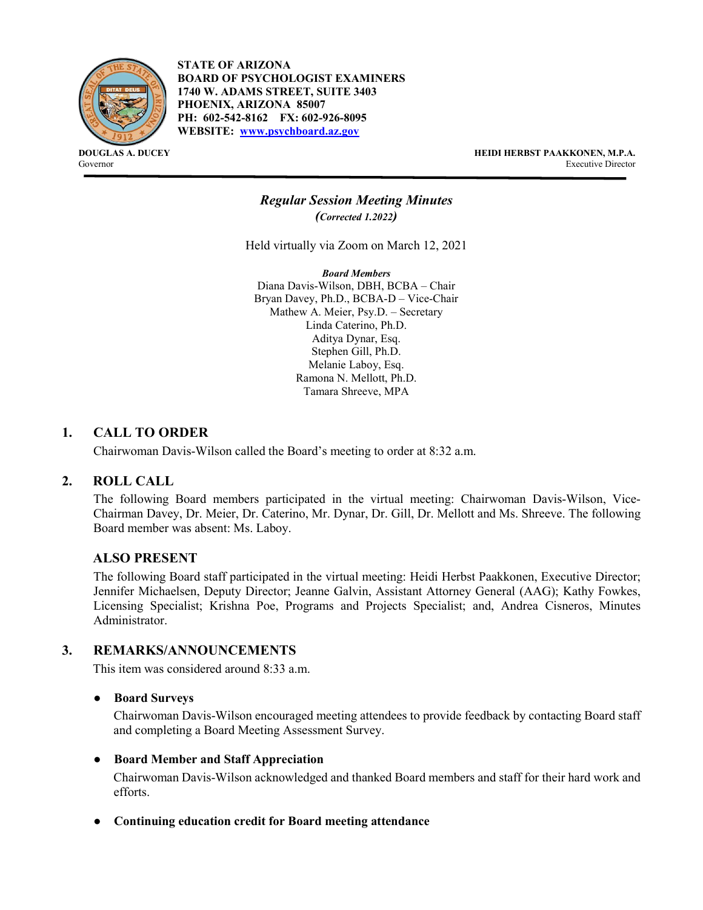**STATE OF ARIZONA**
**BOARD OF PSYCHOLOGIST EXAMINERS**
**1740 W. ADAMS STREET, SUITE 3403**
**PHOENIX, ARIZONA 85007**
**PH: 602-542-8162 FX: 602-926-8095**
**WEBSITE: [www.psychboard.az.gov](http://www.psychboard.az.gov)**

**DOUGLAS A. DUCEY**
Governor

**HEIDI HERBST PAAKKONEN, M.P.A.**
Executive Director

---

## *Regular Session Meeting Minutes*

***(Corrected 1.2022)***

Held virtually via Zoom on March 12, 2021

***Board Members***
Diana Davis-Wilson, DBH, BCBA – Chair
Bryan Davey, Ph.D., BCBA-D – Vice-Chair
Mathew A. Meier, Psy.D. – Secretary
Linda Caterino, Ph.D.
Aditya Dynar, Esq.
Stephen Gill, Ph.D.
Melanie Laboy, Esq.
Ramona N. Mellott, Ph.D.
Tamara Shreeve, MPA

## 1. CALL TO ORDER

Chairwoman Davis-Wilson called the Board's meeting to order at 8:32 a.m.

## 2. ROLL CALL

The following Board members participated in the virtual meeting: Chairwoman Davis-Wilson, Vice-Chairman Davey, Dr. Meier, Dr. Caterino, Mr. Dynar, Dr. Gill, Dr. Mellott and Ms. Shreeve. The following Board member was absent: Ms. Laboy.

### ALSO PRESENT

The following Board staff participated in the virtual meeting: Heidi Herbst Paakkonen, Executive Director; Jennifer Michaelsen, Deputy Director; Jeanne Galvin, Assistant Attorney General (AAG); Kathy Fowkes, Licensing Specialist; Krishna Poe, Programs and Projects Specialist; and, Andrea Cisneros, Minutes Administrator.

## 3. REMARKS/ANNOUNCEMENTS

This item was considered around 8:33 a.m.

- **Board Surveys**

  Chairwoman Davis-Wilson encouraged meeting attendees to provide feedback by contacting Board staff and completing a Board Meeting Assessment Survey.

- **Board Member and Staff Appreciation**

  Chairwoman Davis-Wilson acknowledged and thanked Board members and staff for their hard work and efforts.

- **Continuing education credit for Board meeting attendance**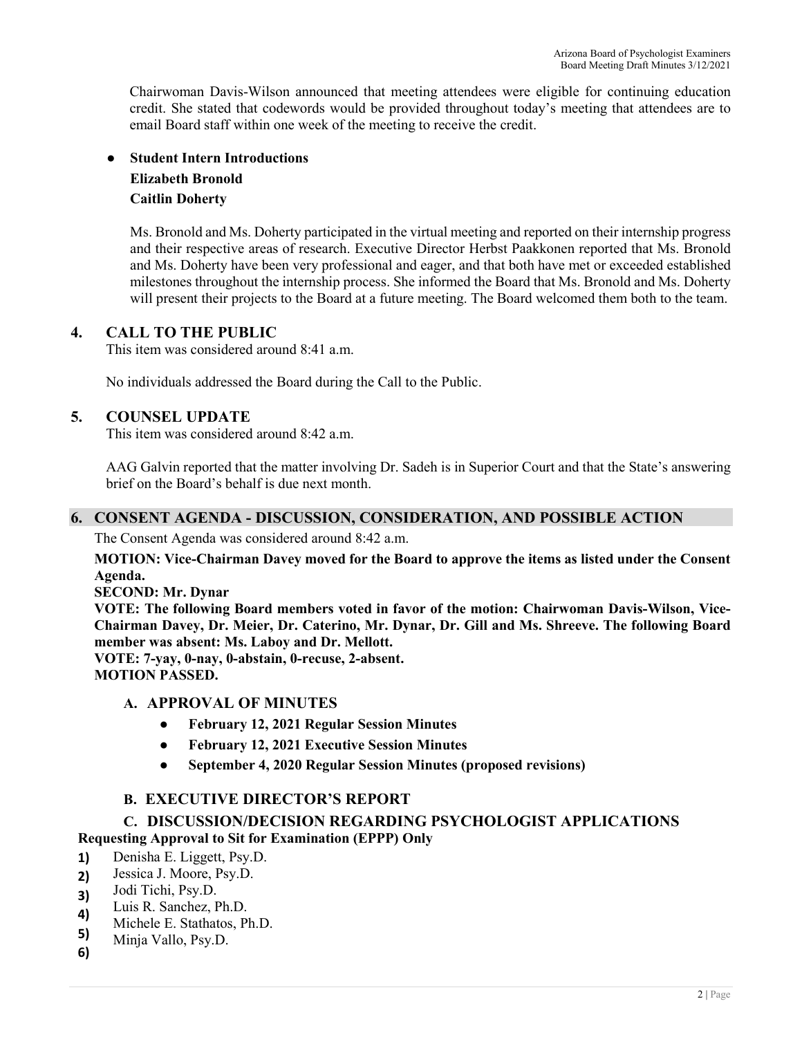Chairwoman Davis-Wilson announced that meeting attendees were eligible for continuing education credit. She stated that codewords would be provided throughout today's meeting that attendees are to email Board staff within one week of the meeting to receive the credit.

- **Student Intern Introductions**
  **Elizabeth Bronold**
  **Caitlin Doherty**

  Ms. Bronold and Ms. Doherty participated in the virtual meeting and reported on their internship progress and their respective areas of research. Executive Director Herbst Paakkonen reported that Ms. Bronold and Ms. Doherty have been very professional and eager, and that both have met or exceeded established milestones throughout the internship process. She informed the Board that Ms. Bronold and Ms. Doherty will present their projects to the Board at a future meeting. The Board welcomed them both to the team.

## 4. CALL TO THE PUBLIC

This item was considered around 8:41 a.m.

No individuals addressed the Board during the Call to the Public.

## 5. COUNSEL UPDATE

This item was considered around 8:42 a.m.

AAG Galvin reported that the matter involving Dr. Sadeh is in Superior Court and that the State's answering brief on the Board's behalf is due next month.

## 6. CONSENT AGENDA - DISCUSSION, CONSIDERATION, AND POSSIBLE ACTION

The Consent Agenda was considered around 8:42 a.m.

**MOTION: Vice-Chairman Davey moved for the Board to approve the items as listed under the Consent Agenda.**
**SECOND: Mr. Dynar**
**VOTE: The following Board members voted in favor of the motion: Chairwoman Davis-Wilson, Vice-Chairman Davey, Dr. Meier, Dr. Caterino, Mr. Dynar, Dr. Gill and Ms. Shreeve. The following Board member was absent: Ms. Laboy and Dr. Mellott.**
**VOTE: 7-yay, 0-nay, 0-abstain, 0-recuse, 2-absent.**
**MOTION PASSED.**

### A. APPROVAL OF MINUTES

- **February 12, 2021 Regular Session Minutes**
- **February 12, 2021 Executive Session Minutes**
- **September 4, 2020 Regular Session Minutes (proposed revisions)**

### B. EXECUTIVE DIRECTOR'S REPORT

### C. DISCUSSION/DECISION REGARDING PSYCHOLOGIST APPLICATIONS

**Requesting Approval to Sit for Examination (EPPP) Only**

1) Denisha E. Liggett, Psy.D.
2) Jessica J. Moore, Psy.D.
3) Jodi Tichi, Psy.D.
4) Luis R. Sanchez, Ph.D.
5) Michele E. Stathatos, Ph.D.
6) Minja Vallo, Psy.D.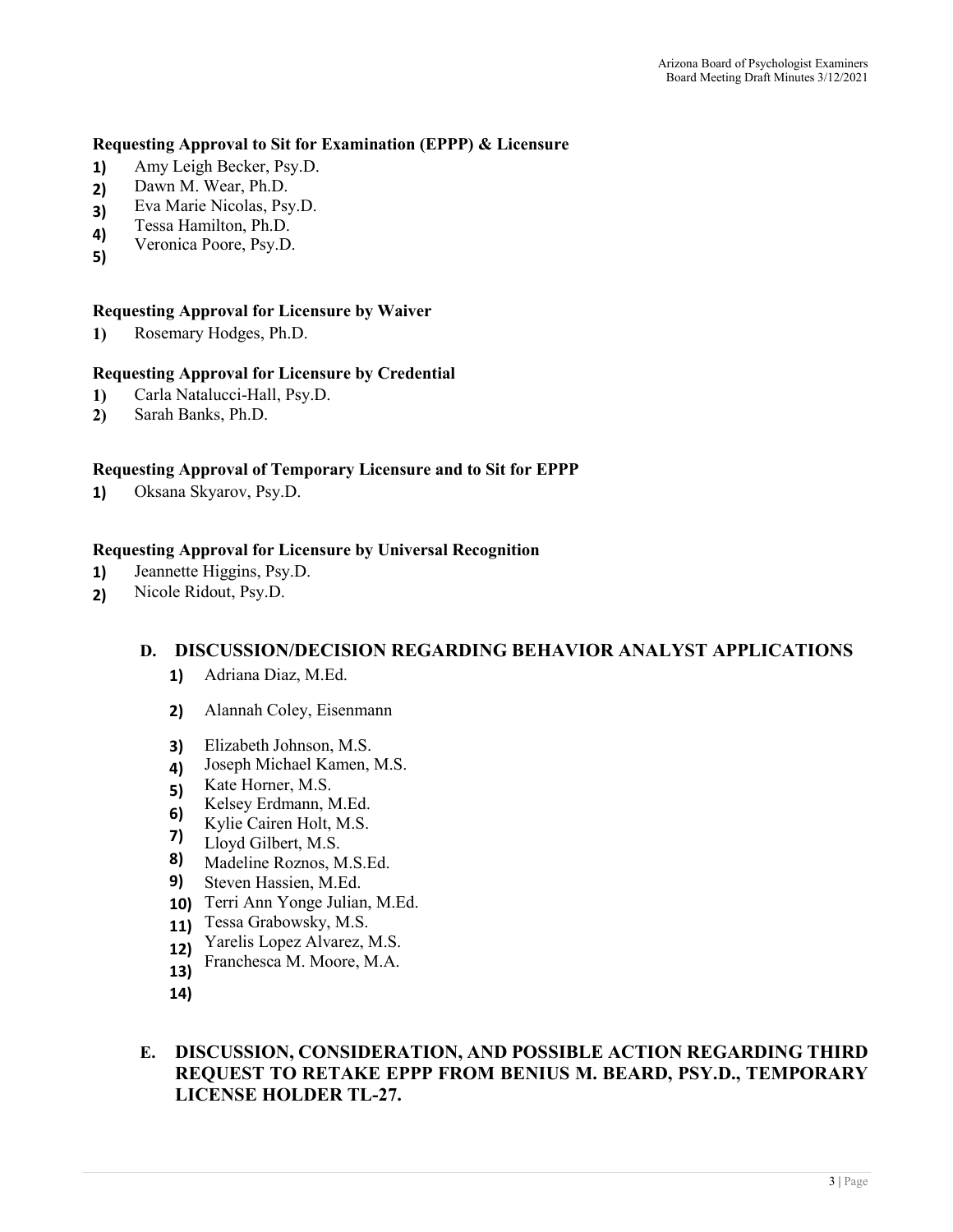**Requesting Approval to Sit for Examination (EPPP) & Licensure**

1) Amy Leigh Becker, Psy.D.
2) Dawn M. Wear, Ph.D.
3) Eva Marie Nicolas, Psy.D.
4) Tessa Hamilton, Ph.D.
5) Veronica Poore, Psy.D.

**Requesting Approval for Licensure by Waiver**

1) Rosemary Hodges, Ph.D.

**Requesting Approval for Licensure by Credential**

1) Carla Natalucci-Hall, Psy.D.
2) Sarah Banks, Ph.D.

**Requesting Approval of Temporary Licensure and to Sit for EPPP**

1) Oksana Skyarov, Psy.D.

**Requesting Approval for Licensure by Universal Recognition**

1) Jeannette Higgins, Psy.D.
2) Nicole Ridout, Psy.D.

## D. DISCUSSION/DECISION REGARDING BEHAVIOR ANALYST APPLICATIONS

1) Adriana Diaz, M.Ed.
2) Alannah Coley, Eisenmann
3) Elizabeth Johnson, M.S.
4) Joseph Michael Kamen, M.S.
5) Kate Horner, M.S.
6) Kelsey Erdmann, M.Ed.
7) Kylie Cairen Holt, M.S.
8) Lloyd Gilbert, M.S.
9) Madeline Roznos, M.S.Ed.
10) Steven Hassien, M.Ed.
11) Terri Ann Yonge Julian, M.Ed.
12) Tessa Grabowsky, M.S.
13) Yarelis Lopez Alvarez, M.S.
14) Franchesca M. Moore, M.A.

## E. DISCUSSION, CONSIDERATION, AND POSSIBLE ACTION REGARDING THIRD REQUEST TO RETAKE EPPP FROM BENIUS M. BEARD, PSY.D., TEMPORARY LICENSE HOLDER TL-27.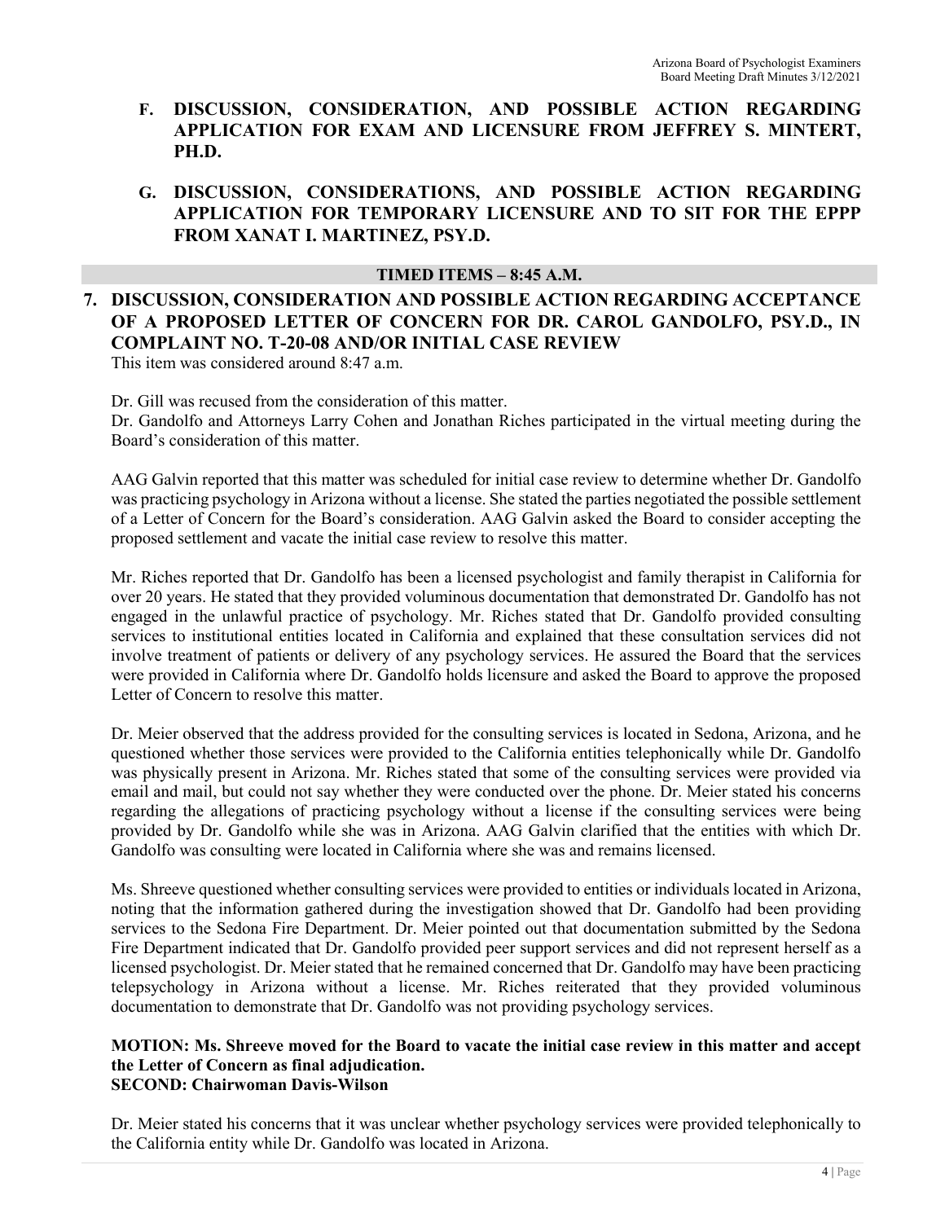**F. DISCUSSION, CONSIDERATION, AND POSSIBLE ACTION REGARDING APPLICATION FOR EXAM AND LICENSURE FROM JEFFREY S. MINTERT, PH.D.**

**G. DISCUSSION, CONSIDERATIONS, AND POSSIBLE ACTION REGARDING APPLICATION FOR TEMPORARY LICENSURE AND TO SIT FOR THE EPPP FROM XANAT I. MARTINEZ, PSY.D.**

**TIMED ITEMS – 8:45 A.M.**

## 7. DISCUSSION, CONSIDERATION AND POSSIBLE ACTION REGARDING ACCEPTANCE OF A PROPOSED LETTER OF CONCERN FOR DR. CAROL GANDOLFO, PSY.D., IN COMPLAINT NO. T-20-08 AND/OR INITIAL CASE REVIEW

This item was considered around 8:47 a.m.

Dr. Gill was recused from the consideration of this matter.
Dr. Gandolfo and Attorneys Larry Cohen and Jonathan Riches participated in the virtual meeting during the Board's consideration of this matter.

AAG Galvin reported that this matter was scheduled for initial case review to determine whether Dr. Gandolfo was practicing psychology in Arizona without a license. She stated the parties negotiated the possible settlement of a Letter of Concern for the Board's consideration. AAG Galvin asked the Board to consider accepting the proposed settlement and vacate the initial case review to resolve this matter.

Mr. Riches reported that Dr. Gandolfo has been a licensed psychologist and family therapist in California for over 20 years. He stated that they provided voluminous documentation that demonstrated Dr. Gandolfo has not engaged in the unlawful practice of psychology. Mr. Riches stated that Dr. Gandolfo provided consulting services to institutional entities located in California and explained that these consultation services did not involve treatment of patients or delivery of any psychology services. He assured the Board that the services were provided in California where Dr. Gandolfo holds licensure and asked the Board to approve the proposed Letter of Concern to resolve this matter.

Dr. Meier observed that the address provided for the consulting services is located in Sedona, Arizona, and he questioned whether those services were provided to the California entities telephonically while Dr. Gandolfo was physically present in Arizona. Mr. Riches stated that some of the consulting services were provided via email and mail, but could not say whether they were conducted over the phone. Dr. Meier stated his concerns regarding the allegations of practicing psychology without a license if the consulting services were being provided by Dr. Gandolfo while she was in Arizona. AAG Galvin clarified that the entities with which Dr. Gandolfo was consulting were located in California where she was and remains licensed.

Ms. Shreeve questioned whether consulting services were provided to entities or individuals located in Arizona, noting that the information gathered during the investigation showed that Dr. Gandolfo had been providing services to the Sedona Fire Department. Dr. Meier pointed out that documentation submitted by the Sedona Fire Department indicated that Dr. Gandolfo provided peer support services and did not represent herself as a licensed psychologist. Dr. Meier stated that he remained concerned that Dr. Gandolfo may have been practicing telepsychology in Arizona without a license. Mr. Riches reiterated that they provided voluminous documentation to demonstrate that Dr. Gandolfo was not providing psychology services.

**MOTION: Ms. Shreeve moved for the Board to vacate the initial case review in this matter and accept the Letter of Concern as final adjudication.**
**SECOND: Chairwoman Davis-Wilson**

Dr. Meier stated his concerns that it was unclear whether psychology services were provided telephonically to the California entity while Dr. Gandolfo was located in Arizona.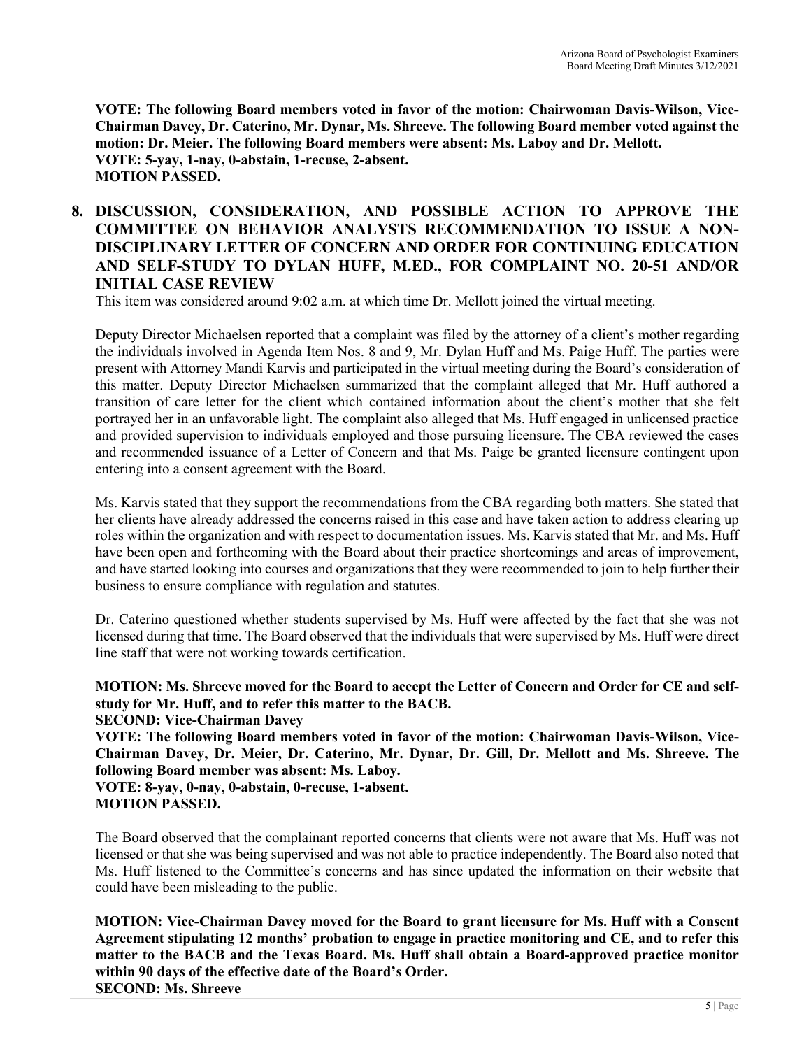**VOTE: The following Board members voted in favor of the motion: Chairwoman Davis-Wilson, Vice-Chairman Davey, Dr. Caterino, Mr. Dynar, Ms. Shreeve. The following Board member voted against the motion: Dr. Meier. The following Board members were absent: Ms. Laboy and Dr. Mellott.**
**VOTE: 5-yay, 1-nay, 0-abstain, 1-recuse, 2-absent.**
**MOTION PASSED.**

## 8. DISCUSSION, CONSIDERATION, AND POSSIBLE ACTION TO APPROVE THE COMMITTEE ON BEHAVIOR ANALYSTS RECOMMENDATION TO ISSUE A NON-DISCIPLINARY LETTER OF CONCERN AND ORDER FOR CONTINUING EDUCATION AND SELF-STUDY TO DYLAN HUFF, M.ED., FOR COMPLAINT NO. 20-51 AND/OR INITIAL CASE REVIEW

This item was considered around 9:02 a.m. at which time Dr. Mellott joined the virtual meeting.

Deputy Director Michaelsen reported that a complaint was filed by the attorney of a client's mother regarding the individuals involved in Agenda Item Nos. 8 and 9, Mr. Dylan Huff and Ms. Paige Huff. The parties were present with Attorney Mandi Karvis and participated in the virtual meeting during the Board's consideration of this matter. Deputy Director Michaelsen summarized that the complaint alleged that Mr. Huff authored a transition of care letter for the client which contained information about the client's mother that she felt portrayed her in an unfavorable light. The complaint also alleged that Ms. Huff engaged in unlicensed practice and provided supervision to individuals employed and those pursuing licensure. The CBA reviewed the cases and recommended issuance of a Letter of Concern and that Ms. Paige be granted licensure contingent upon entering into a consent agreement with the Board.

Ms. Karvis stated that they support the recommendations from the CBA regarding both matters. She stated that her clients have already addressed the concerns raised in this case and have taken action to address clearing up roles within the organization and with respect to documentation issues. Ms. Karvis stated that Mr. and Ms. Huff have been open and forthcoming with the Board about their practice shortcomings and areas of improvement, and have started looking into courses and organizations that they were recommended to join to help further their business to ensure compliance with regulation and statutes.

Dr. Caterino questioned whether students supervised by Ms. Huff were affected by the fact that she was not licensed during that time. The Board observed that the individuals that were supervised by Ms. Huff were direct line staff that were not working towards certification.

**MOTION: Ms. Shreeve moved for the Board to accept the Letter of Concern and Order for CE and self-study for Mr. Huff, and to refer this matter to the BACB.**
**SECOND: Vice-Chairman Davey**
**VOTE: The following Board members voted in favor of the motion: Chairwoman Davis-Wilson, Vice-Chairman Davey, Dr. Meier, Dr. Caterino, Mr. Dynar, Dr. Gill, Dr. Mellott and Ms. Shreeve. The following Board member was absent: Ms. Laboy.**
**VOTE: 8-yay, 0-nay, 0-abstain, 0-recuse, 1-absent.**
**MOTION PASSED.**

The Board observed that the complainant reported concerns that clients were not aware that Ms. Huff was not licensed or that she was being supervised and was not able to practice independently. The Board also noted that Ms. Huff listened to the Committee's concerns and has since updated the information on their website that could have been misleading to the public.

**MOTION: Vice-Chairman Davey moved for the Board to grant licensure for Ms. Huff with a Consent Agreement stipulating 12 months' probation to engage in practice monitoring and CE, and to refer this matter to the BACB and the Texas Board. Ms. Huff shall obtain a Board-approved practice monitor within 90 days of the effective date of the Board's Order.**
**SECOND: Ms. Shreeve**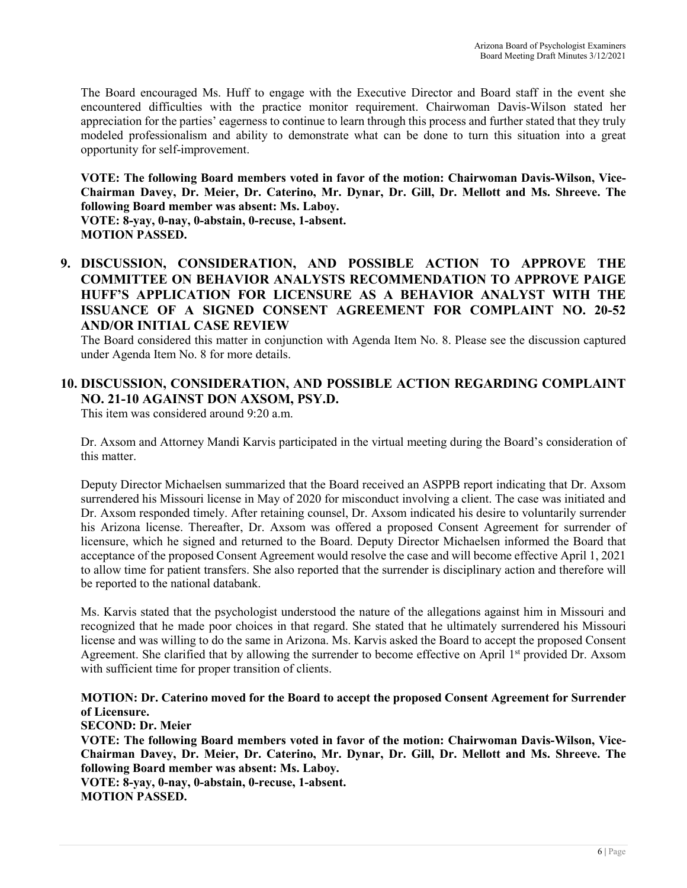The Board encouraged Ms. Huff to engage with the Executive Director and Board staff in the event she encountered difficulties with the practice monitor requirement. Chairwoman Davis-Wilson stated her appreciation for the parties' eagerness to continue to learn through this process and further stated that they truly modeled professionalism and ability to demonstrate what can be done to turn this situation into a great opportunity for self-improvement.

**VOTE: The following Board members voted in favor of the motion: Chairwoman Davis-Wilson, Vice-Chairman Davey, Dr. Meier, Dr. Caterino, Mr. Dynar, Dr. Gill, Dr. Mellott and Ms. Shreeve. The following Board member was absent: Ms. Laboy.**
**VOTE: 8-yay, 0-nay, 0-abstain, 0-recuse, 1-absent.**
**MOTION PASSED.**

## 9. DISCUSSION, CONSIDERATION, AND POSSIBLE ACTION TO APPROVE THE COMMITTEE ON BEHAVIOR ANALYSTS RECOMMENDATION TO APPROVE PAIGE HUFF'S APPLICATION FOR LICENSURE AS A BEHAVIOR ANALYST WITH THE ISSUANCE OF A SIGNED CONSENT AGREEMENT FOR COMPLAINT NO. 20-52 AND/OR INITIAL CASE REVIEW

The Board considered this matter in conjunction with Agenda Item No. 8. Please see the discussion captured under Agenda Item No. 8 for more details.

## 10. DISCUSSION, CONSIDERATION, AND POSSIBLE ACTION REGARDING COMPLAINT NO. 21-10 AGAINST DON AXSOM, PSY.D.

This item was considered around 9:20 a.m.

Dr. Axsom and Attorney Mandi Karvis participated in the virtual meeting during the Board's consideration of this matter.

Deputy Director Michaelsen summarized that the Board received an ASPPB report indicating that Dr. Axsom surrendered his Missouri license in May of 2020 for misconduct involving a client. The case was initiated and Dr. Axsom responded timely. After retaining counsel, Dr. Axsom indicated his desire to voluntarily surrender his Arizona license. Thereafter, Dr. Axsom was offered a proposed Consent Agreement for surrender of licensure, which he signed and returned to the Board. Deputy Director Michaelsen informed the Board that acceptance of the proposed Consent Agreement would resolve the case and will become effective April 1, 2021 to allow time for patient transfers. She also reported that the surrender is disciplinary action and therefore will be reported to the national databank.

Ms. Karvis stated that the psychologist understood the nature of the allegations against him in Missouri and recognized that he made poor choices in that regard. She stated that he ultimately surrendered his Missouri license and was willing to do the same in Arizona. Ms. Karvis asked the Board to accept the proposed Consent Agreement. She clarified that by allowing the surrender to become effective on April 1st provided Dr. Axsom with sufficient time for proper transition of clients.

**MOTION: Dr. Caterino moved for the Board to accept the proposed Consent Agreement for Surrender of Licensure.**
**SECOND: Dr. Meier**
**VOTE: The following Board members voted in favor of the motion: Chairwoman Davis-Wilson, Vice-Chairman Davey, Dr. Meier, Dr. Caterino, Mr. Dynar, Dr. Gill, Dr. Mellott and Ms. Shreeve. The following Board member was absent: Ms. Laboy.**
**VOTE: 8-yay, 0-nay, 0-abstain, 0-recuse, 1-absent.**
**MOTION PASSED.**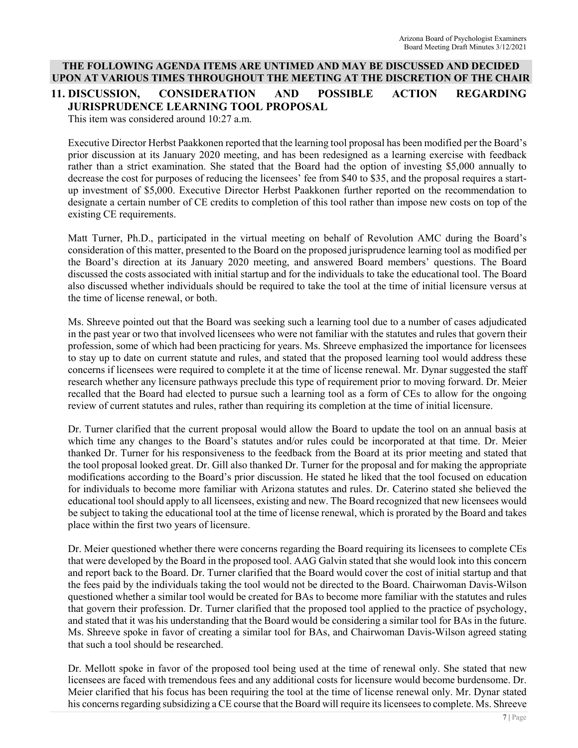**THE FOLLOWING AGENDA ITEMS ARE UNTIMED AND MAY BE DISCUSSED AND DECIDED UPON AT VARIOUS TIMES THROUGHOUT THE MEETING AT THE DISCRETION OF THE CHAIR**

## 11. DISCUSSION, CONSIDERATION AND POSSIBLE ACTION REGARDING JURISPRUDENCE LEARNING TOOL PROPOSAL

This item was considered around 10:27 a.m.

Executive Director Herbst Paakkonen reported that the learning tool proposal has been modified per the Board's prior discussion at its January 2020 meeting, and has been redesigned as a learning exercise with feedback rather than a strict examination. She stated that the Board had the option of investing $5,000 annually to decrease the cost for purposes of reducing the licensees' fee from $40 to $35, and the proposal requires a start-up investment of $5,000. Executive Director Herbst Paakkonen further reported on the recommendation to designate a certain number of CE credits to completion of this tool rather than impose new costs on top of the existing CE requirements.

Matt Turner, Ph.D., participated in the virtual meeting on behalf of Revolution AMC during the Board's consideration of this matter, presented to the Board on the proposed jurisprudence learning tool as modified per the Board's direction at its January 2020 meeting, and answered Board members' questions. The Board discussed the costs associated with initial startup and for the individuals to take the educational tool. The Board also discussed whether individuals should be required to take the tool at the time of initial licensure versus at the time of license renewal, or both.

Ms. Shreeve pointed out that the Board was seeking such a learning tool due to a number of cases adjudicated in the past year or two that involved licensees who were not familiar with the statutes and rules that govern their profession, some of which had been practicing for years. Ms. Shreeve emphasized the importance for licensees to stay up to date on current statute and rules, and stated that the proposed learning tool would address these concerns if licensees were required to complete it at the time of license renewal. Mr. Dynar suggested the staff research whether any licensure pathways preclude this type of requirement prior to moving forward. Dr. Meier recalled that the Board had elected to pursue such a learning tool as a form of CEs to allow for the ongoing review of current statutes and rules, rather than requiring its completion at the time of initial licensure.

Dr. Turner clarified that the current proposal would allow the Board to update the tool on an annual basis at which time any changes to the Board's statutes and/or rules could be incorporated at that time. Dr. Meier thanked Dr. Turner for his responsiveness to the feedback from the Board at its prior meeting and stated that the tool proposal looked great. Dr. Gill also thanked Dr. Turner for the proposal and for making the appropriate modifications according to the Board's prior discussion. He stated he liked that the tool focused on education for individuals to become more familiar with Arizona statutes and rules. Dr. Caterino stated she believed the educational tool should apply to all licensees, existing and new. The Board recognized that new licensees would be subject to taking the educational tool at the time of license renewal, which is prorated by the Board and takes place within the first two years of licensure.

Dr. Meier questioned whether there were concerns regarding the Board requiring its licensees to complete CEs that were developed by the Board in the proposed tool. AAG Galvin stated that she would look into this concern and report back to the Board. Dr. Turner clarified that the Board would cover the cost of initial startup and that the fees paid by the individuals taking the tool would not be directed to the Board. Chairwoman Davis-Wilson questioned whether a similar tool would be created for BAs to become more familiar with the statutes and rules that govern their profession. Dr. Turner clarified that the proposed tool applied to the practice of psychology, and stated that it was his understanding that the Board would be considering a similar tool for BAs in the future. Ms. Shreeve spoke in favor of creating a similar tool for BAs, and Chairwoman Davis-Wilson agreed stating that such a tool should be researched.

Dr. Mellott spoke in favor of the proposed tool being used at the time of renewal only. She stated that new licensees are faced with tremendous fees and any additional costs for licensure would become burdensome. Dr. Meier clarified that his focus has been requiring the tool at the time of license renewal only. Mr. Dynar stated his concerns regarding subsidizing a CE course that the Board will require its licensees to complete. Ms. Shreeve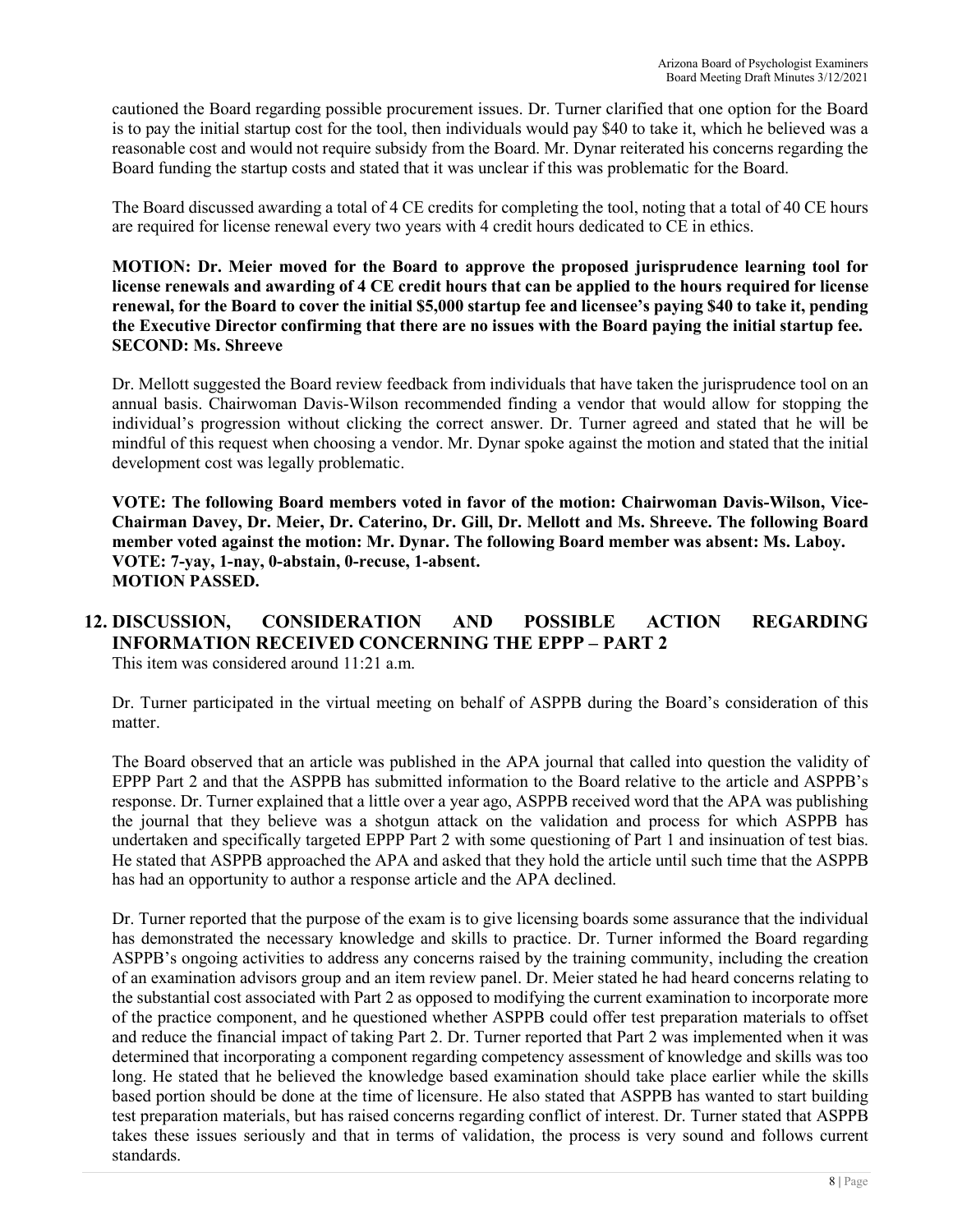cautioned the Board regarding possible procurement issues. Dr. Turner clarified that one option for the Board is to pay the initial startup cost for the tool, then individuals would pay $40 to take it, which he believed was a reasonable cost and would not require subsidy from the Board. Mr. Dynar reiterated his concerns regarding the Board funding the startup costs and stated that it was unclear if this was problematic for the Board.

The Board discussed awarding a total of 4 CE credits for completing the tool, noting that a total of 40 CE hours are required for license renewal every two years with 4 credit hours dedicated to CE in ethics.

**MOTION: Dr. Meier moved for the Board to approve the proposed jurisprudence learning tool for license renewals and awarding of 4 CE credit hours that can be applied to the hours required for license renewal, for the Board to cover the initial $5,000 startup fee and licensee's paying $40 to take it, pending the Executive Director confirming that there are no issues with the Board paying the initial startup fee.**
**SECOND: Ms. Shreeve**

Dr. Mellott suggested the Board review feedback from individuals that have taken the jurisprudence tool on an annual basis. Chairwoman Davis-Wilson recommended finding a vendor that would allow for stopping the individual's progression without clicking the correct answer. Dr. Turner agreed and stated that he will be mindful of this request when choosing a vendor. Mr. Dynar spoke against the motion and stated that the initial development cost was legally problematic.

**VOTE: The following Board members voted in favor of the motion: Chairwoman Davis-Wilson, Vice-Chairman Davey, Dr. Meier, Dr. Caterino, Dr. Gill, Dr. Mellott and Ms. Shreeve. The following Board member voted against the motion: Mr. Dynar. The following Board member was absent: Ms. Laboy.**
**VOTE: 7-yay, 1-nay, 0-abstain, 0-recuse, 1-absent.**
**MOTION PASSED.**

## 12. DISCUSSION, CONSIDERATION AND POSSIBLE ACTION REGARDING INFORMATION RECEIVED CONCERNING THE EPPP – PART 2

This item was considered around 11:21 a.m.

Dr. Turner participated in the virtual meeting on behalf of ASPPB during the Board's consideration of this matter.

The Board observed that an article was published in the APA journal that called into question the validity of EPPP Part 2 and that the ASPPB has submitted information to the Board relative to the article and ASPPB's response. Dr. Turner explained that a little over a year ago, ASPPB received word that the APA was publishing the journal that they believe was a shotgun attack on the validation and process for which ASPPB has undertaken and specifically targeted EPPP Part 2 with some questioning of Part 1 and insinuation of test bias. He stated that ASPPB approached the APA and asked that they hold the article until such time that the ASPPB has had an opportunity to author a response article and the APA declined.

Dr. Turner reported that the purpose of the exam is to give licensing boards some assurance that the individual has demonstrated the necessary knowledge and skills to practice. Dr. Turner informed the Board regarding ASPPB's ongoing activities to address any concerns raised by the training community, including the creation of an examination advisors group and an item review panel. Dr. Meier stated he had heard concerns relating to the substantial cost associated with Part 2 as opposed to modifying the current examination to incorporate more of the practice component, and he questioned whether ASPPB could offer test preparation materials to offset and reduce the financial impact of taking Part 2. Dr. Turner reported that Part 2 was implemented when it was determined that incorporating a component regarding competency assessment of knowledge and skills was too long. He stated that he believed the knowledge based examination should take place earlier while the skills based portion should be done at the time of licensure. He also stated that ASPPB has wanted to start building test preparation materials, but has raised concerns regarding conflict of interest. Dr. Turner stated that ASPPB takes these issues seriously and that in terms of validation, the process is very sound and follows current standards.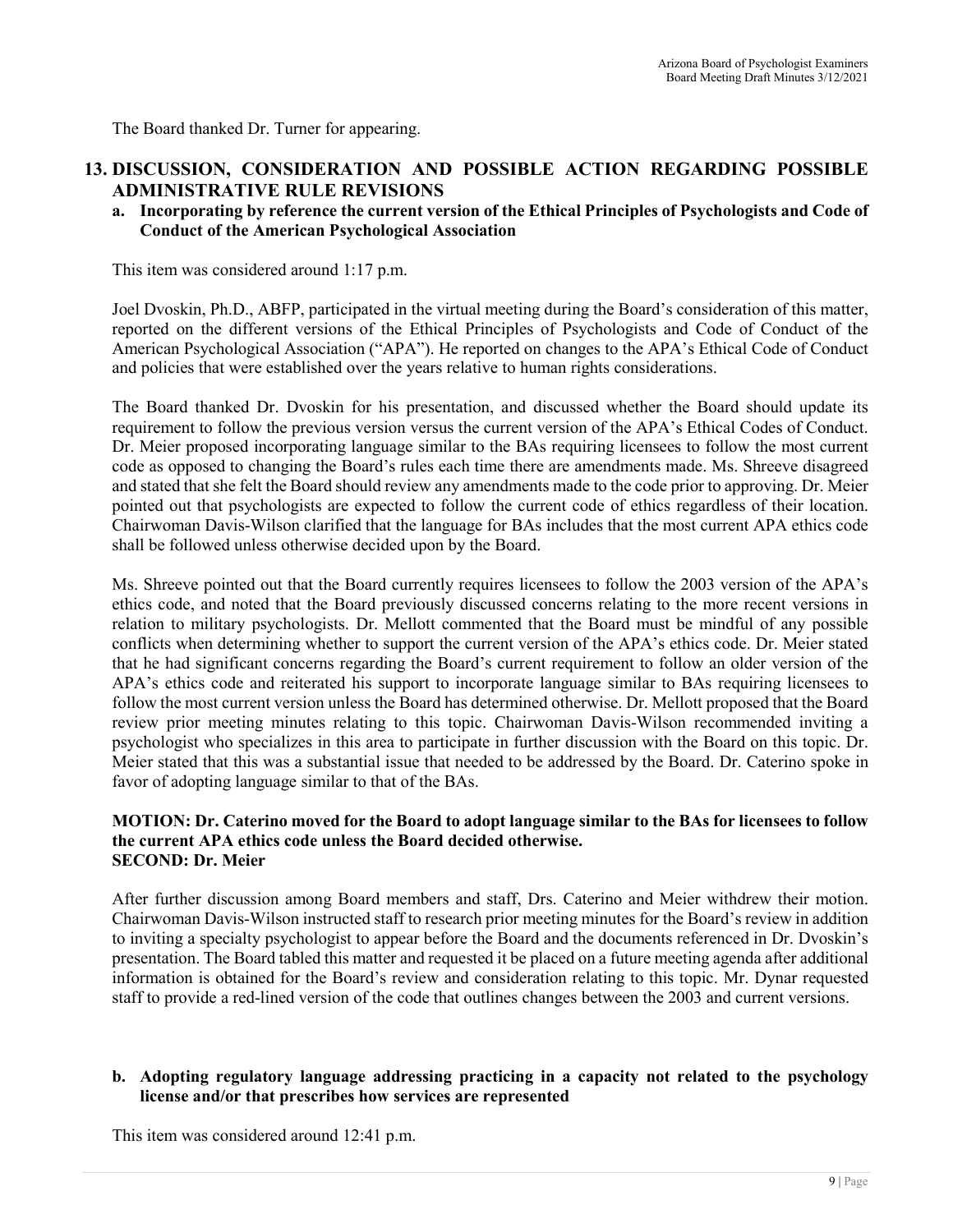The Board thanked Dr. Turner for appearing.

## 13. DISCUSSION, CONSIDERATION AND POSSIBLE ACTION REGARDING POSSIBLE ADMINISTRATIVE RULE REVISIONS

### a. Incorporating by reference the current version of the Ethical Principles of Psychologists and Code of Conduct of the American Psychological Association

This item was considered around 1:17 p.m.

Joel Dvoskin, Ph.D., ABFP, participated in the virtual meeting during the Board's consideration of this matter, reported on the different versions of the Ethical Principles of Psychologists and Code of Conduct of the American Psychological Association ("APA"). He reported on changes to the APA's Ethical Code of Conduct and policies that were established over the years relative to human rights considerations.

The Board thanked Dr. Dvoskin for his presentation, and discussed whether the Board should update its requirement to follow the previous version versus the current version of the APA's Ethical Codes of Conduct. Dr. Meier proposed incorporating language similar to the BAs requiring licensees to follow the most current code as opposed to changing the Board's rules each time there are amendments made. Ms. Shreeve disagreed and stated that she felt the Board should review any amendments made to the code prior to approving. Dr. Meier pointed out that psychologists are expected to follow the current code of ethics regardless of their location. Chairwoman Davis-Wilson clarified that the language for BAs includes that the most current APA ethics code shall be followed unless otherwise decided upon by the Board.

Ms. Shreeve pointed out that the Board currently requires licensees to follow the 2003 version of the APA's ethics code, and noted that the Board previously discussed concerns relating to the more recent versions in relation to military psychologists. Dr. Mellott commented that the Board must be mindful of any possible conflicts when determining whether to support the current version of the APA's ethics code. Dr. Meier stated that he had significant concerns regarding the Board's current requirement to follow an older version of the APA's ethics code and reiterated his support to incorporate language similar to BAs requiring licensees to follow the most current version unless the Board has determined otherwise. Dr. Mellott proposed that the Board review prior meeting minutes relating to this topic. Chairwoman Davis-Wilson recommended inviting a psychologist who specializes in this area to participate in further discussion with the Board on this topic. Dr. Meier stated that this was a substantial issue that needed to be addressed by the Board. Dr. Caterino spoke in favor of adopting language similar to that of the BAs.

**MOTION: Dr. Caterino moved for the Board to adopt language similar to the BAs for licensees to follow the current APA ethics code unless the Board decided otherwise.**
**SECOND: Dr. Meier**

After further discussion among Board members and staff, Drs. Caterino and Meier withdrew their motion. Chairwoman Davis-Wilson instructed staff to research prior meeting minutes for the Board's review in addition to inviting a specialty psychologist to appear before the Board and the documents referenced in Dr. Dvoskin's presentation. The Board tabled this matter and requested it be placed on a future meeting agenda after additional information is obtained for the Board's review and consideration relating to this topic. Mr. Dynar requested staff to provide a red-lined version of the code that outlines changes between the 2003 and current versions.

### b. Adopting regulatory language addressing practicing in a capacity not related to the psychology license and/or that prescribes how services are represented

This item was considered around 12:41 p.m.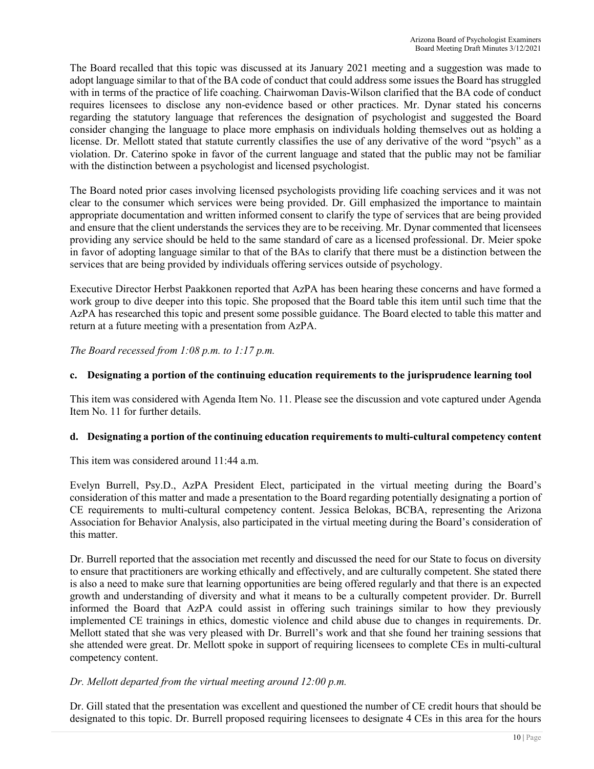The Board recalled that this topic was discussed at its January 2021 meeting and a suggestion was made to adopt language similar to that of the BA code of conduct that could address some issues the Board has struggled with in terms of the practice of life coaching. Chairwoman Davis-Wilson clarified that the BA code of conduct requires licensees to disclose any non-evidence based or other practices. Mr. Dynar stated his concerns regarding the statutory language that references the designation of psychologist and suggested the Board consider changing the language to place more emphasis on individuals holding themselves out as holding a license. Dr. Mellott stated that statute currently classifies the use of any derivative of the word "psych" as a violation. Dr. Caterino spoke in favor of the current language and stated that the public may not be familiar with the distinction between a psychologist and licensed psychologist.

The Board noted prior cases involving licensed psychologists providing life coaching services and it was not clear to the consumer which services were being provided. Dr. Gill emphasized the importance to maintain appropriate documentation and written informed consent to clarify the type of services that are being provided and ensure that the client understands the services they are to be receiving. Mr. Dynar commented that licensees providing any service should be held to the same standard of care as a licensed professional. Dr. Meier spoke in favor of adopting language similar to that of the BAs to clarify that there must be a distinction between the services that are being provided by individuals offering services outside of psychology.

Executive Director Herbst Paakkonen reported that AzPA has been hearing these concerns and have formed a work group to dive deeper into this topic. She proposed that the Board table this item until such time that the AzPA has researched this topic and present some possible guidance. The Board elected to table this matter and return at a future meeting with a presentation from AzPA.

*The Board recessed from 1:08 p.m. to 1:17 p.m.*

**c. Designating a portion of the continuing education requirements to the jurisprudence learning tool**

This item was considered with Agenda Item No. 11. Please see the discussion and vote captured under Agenda Item No. 11 for further details.

**d. Designating a portion of the continuing education requirements to multi-cultural competency content**

This item was considered around 11:44 a.m.

Evelyn Burrell, Psy.D., AzPA President Elect, participated in the virtual meeting during the Board's consideration of this matter and made a presentation to the Board regarding potentially designating a portion of CE requirements to multi-cultural competency content. Jessica Belokas, BCBA, representing the Arizona Association for Behavior Analysis, also participated in the virtual meeting during the Board's consideration of this matter.

Dr. Burrell reported that the association met recently and discussed the need for our State to focus on diversity to ensure that practitioners are working ethically and effectively, and are culturally competent. She stated there is also a need to make sure that learning opportunities are being offered regularly and that there is an expected growth and understanding of diversity and what it means to be a culturally competent provider. Dr. Burrell informed the Board that AzPA could assist in offering such trainings similar to how they previously implemented CE trainings in ethics, domestic violence and child abuse due to changes in requirements. Dr. Mellott stated that she was very pleased with Dr. Burrell's work and that she found her training sessions that she attended were great. Dr. Mellott spoke in support of requiring licensees to complete CEs in multi-cultural competency content.

*Dr. Mellott departed from the virtual meeting around 12:00 p.m.*

Dr. Gill stated that the presentation was excellent and questioned the number of CE credit hours that should be designated to this topic. Dr. Burrell proposed requiring licensees to designate 4 CEs in this area for the hours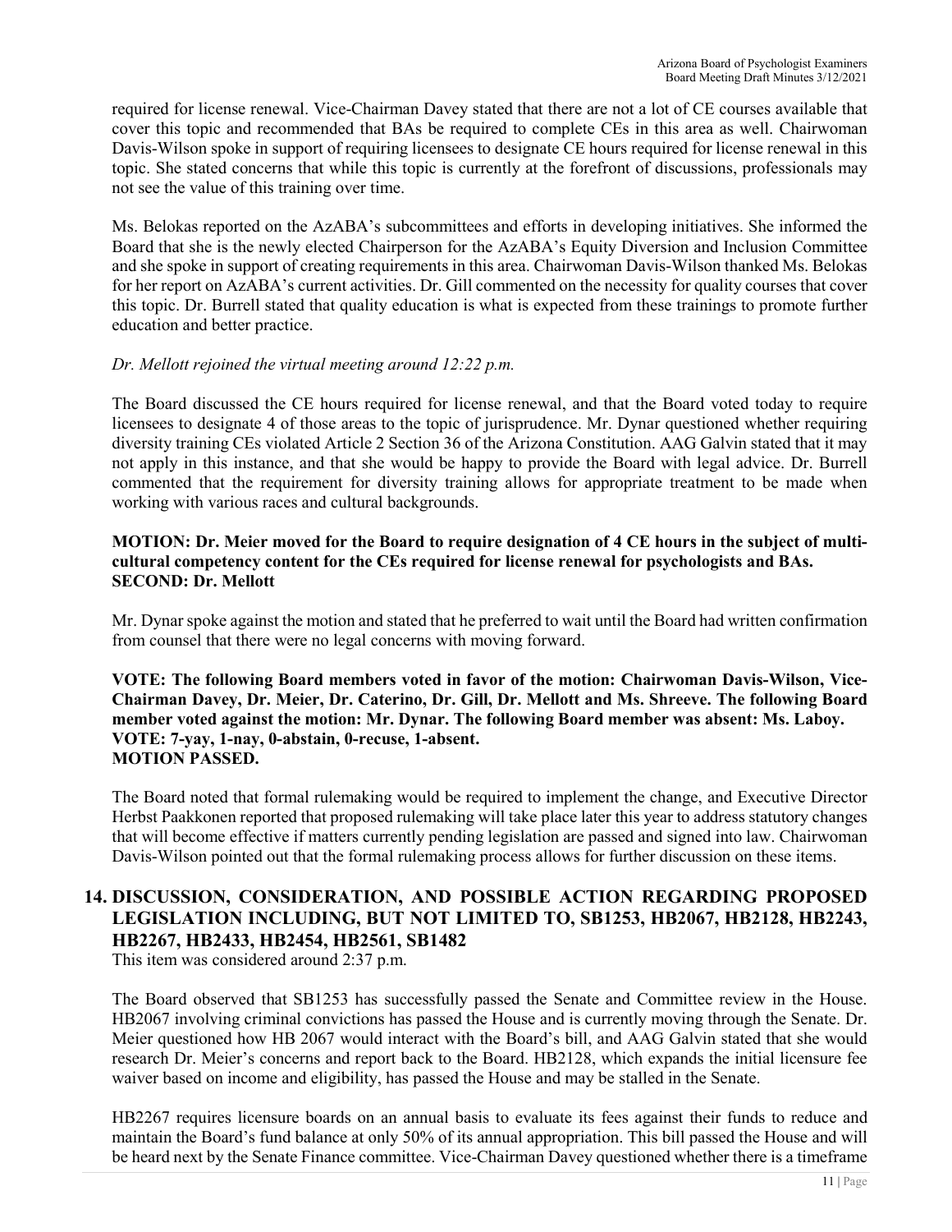required for license renewal. Vice-Chairman Davey stated that there are not a lot of CE courses available that cover this topic and recommended that BAs be required to complete CEs in this area as well. Chairwoman Davis-Wilson spoke in support of requiring licensees to designate CE hours required for license renewal in this topic. She stated concerns that while this topic is currently at the forefront of discussions, professionals may not see the value of this training over time.

Ms. Belokas reported on the AzABA's subcommittees and efforts in developing initiatives. She informed the Board that she is the newly elected Chairperson for the AzABA's Equity Diversion and Inclusion Committee and she spoke in support of creating requirements in this area. Chairwoman Davis-Wilson thanked Ms. Belokas for her report on AzABA's current activities. Dr. Gill commented on the necessity for quality courses that cover this topic. Dr. Burrell stated that quality education is what is expected from these trainings to promote further education and better practice.

*Dr. Mellott rejoined the virtual meeting around 12:22 p.m.*

The Board discussed the CE hours required for license renewal, and that the Board voted today to require licensees to designate 4 of those areas to the topic of jurisprudence. Mr. Dynar questioned whether requiring diversity training CEs violated Article 2 Section 36 of the Arizona Constitution. AAG Galvin stated that it may not apply in this instance, and that she would be happy to provide the Board with legal advice. Dr. Burrell commented that the requirement for diversity training allows for appropriate treatment to be made when working with various races and cultural backgrounds.

**MOTION: Dr. Meier moved for the Board to require designation of 4 CE hours in the subject of multi-cultural competency content for the CEs required for license renewal for psychologists and BAs.**
**SECOND: Dr. Mellott**

Mr. Dynar spoke against the motion and stated that he preferred to wait until the Board had written confirmation from counsel that there were no legal concerns with moving forward.

**VOTE: The following Board members voted in favor of the motion: Chairwoman Davis-Wilson, Vice-Chairman Davey, Dr. Meier, Dr. Caterino, Dr. Gill, Dr. Mellott and Ms. Shreeve. The following Board member voted against the motion: Mr. Dynar. The following Board member was absent: Ms. Laboy.**
**VOTE: 7-yay, 1-nay, 0-abstain, 0-recuse, 1-absent.**
**MOTION PASSED.**

The Board noted that formal rulemaking would be required to implement the change, and Executive Director Herbst Paakkonen reported that proposed rulemaking will take place later this year to address statutory changes that will become effective if matters currently pending legislation are passed and signed into law. Chairwoman Davis-Wilson pointed out that the formal rulemaking process allows for further discussion on these items.

## 14. DISCUSSION, CONSIDERATION, AND POSSIBLE ACTION REGARDING PROPOSED LEGISLATION INCLUDING, BUT NOT LIMITED TO, SB1253, HB2067, HB2128, HB2243, HB2267, HB2433, HB2454, HB2561, SB1482

This item was considered around 2:37 p.m.

The Board observed that SB1253 has successfully passed the Senate and Committee review in the House. HB2067 involving criminal convictions has passed the House and is currently moving through the Senate. Dr. Meier questioned how HB 2067 would interact with the Board's bill, and AAG Galvin stated that she would research Dr. Meier's concerns and report back to the Board. HB2128, which expands the initial licensure fee waiver based on income and eligibility, has passed the House and may be stalled in the Senate.

HB2267 requires licensure boards on an annual basis to evaluate its fees against their funds to reduce and maintain the Board's fund balance at only 50% of its annual appropriation. This bill passed the House and will be heard next by the Senate Finance committee. Vice-Chairman Davey questioned whether there is a timeframe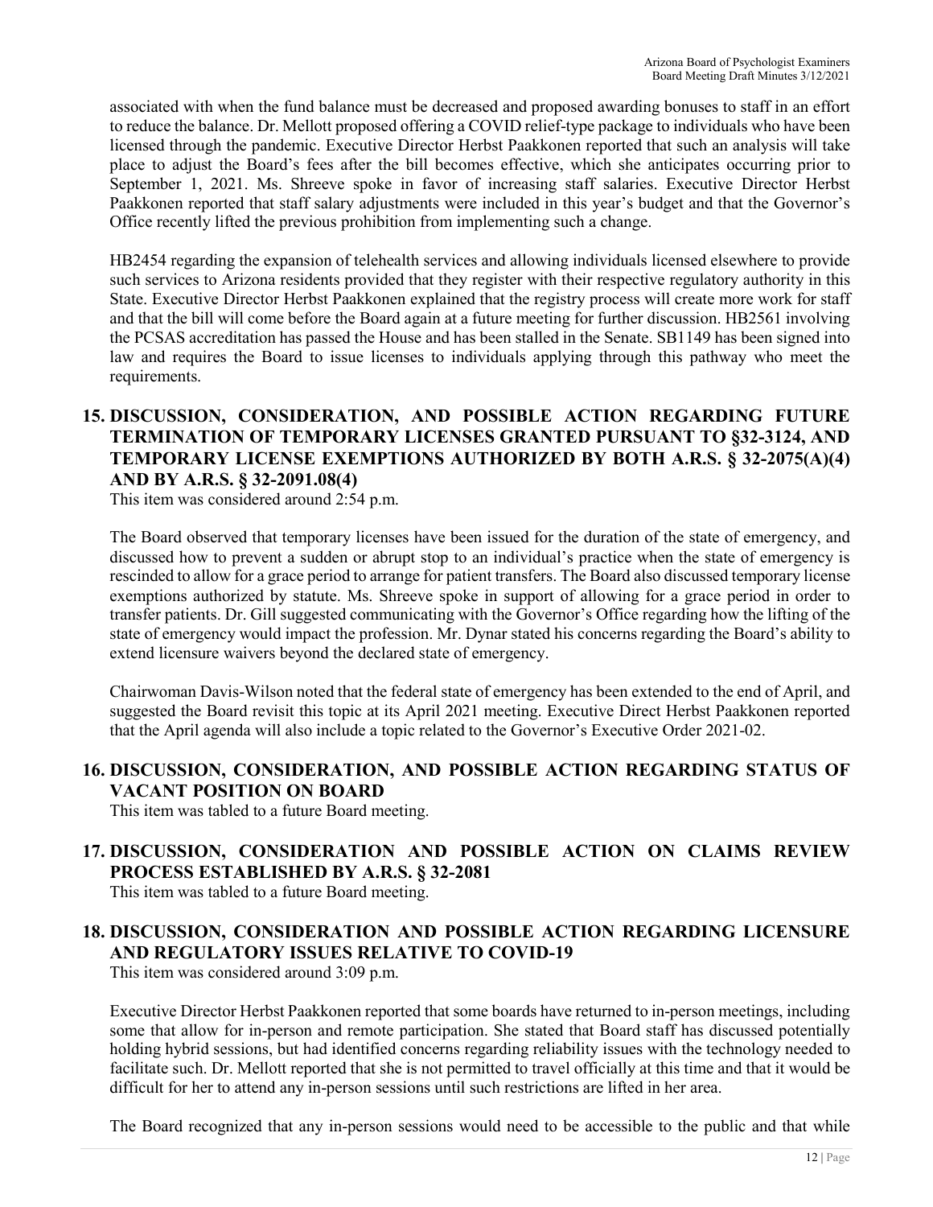associated with when the fund balance must be decreased and proposed awarding bonuses to staff in an effort to reduce the balance. Dr. Mellott proposed offering a COVID relief-type package to individuals who have been licensed through the pandemic. Executive Director Herbst Paakkonen reported that such an analysis will take place to adjust the Board's fees after the bill becomes effective, which she anticipates occurring prior to September 1, 2021. Ms. Shreeve spoke in favor of increasing staff salaries. Executive Director Herbst Paakkonen reported that staff salary adjustments were included in this year's budget and that the Governor's Office recently lifted the previous prohibition from implementing such a change.

HB2454 regarding the expansion of telehealth services and allowing individuals licensed elsewhere to provide such services to Arizona residents provided that they register with their respective regulatory authority in this State. Executive Director Herbst Paakkonen explained that the registry process will create more work for staff and that the bill will come before the Board again at a future meeting for further discussion. HB2561 involving the PCSAS accreditation has passed the House and has been stalled in the Senate. SB1149 has been signed into law and requires the Board to issue licenses to individuals applying through this pathway who meet the requirements.

## 15. DISCUSSION, CONSIDERATION, AND POSSIBLE ACTION REGARDING FUTURE TERMINATION OF TEMPORARY LICENSES GRANTED PURSUANT TO §32-3124, AND TEMPORARY LICENSE EXEMPTIONS AUTHORIZED BY BOTH A.R.S. § 32-2075(A)(4) AND BY A.R.S. § 32-2091.08(4)

This item was considered around 2:54 p.m.

The Board observed that temporary licenses have been issued for the duration of the state of emergency, and discussed how to prevent a sudden or abrupt stop to an individual's practice when the state of emergency is rescinded to allow for a grace period to arrange for patient transfers. The Board also discussed temporary license exemptions authorized by statute. Ms. Shreeve spoke in support of allowing for a grace period in order to transfer patients. Dr. Gill suggested communicating with the Governor's Office regarding how the lifting of the state of emergency would impact the profession. Mr. Dynar stated his concerns regarding the Board's ability to extend licensure waivers beyond the declared state of emergency.

Chairwoman Davis-Wilson noted that the federal state of emergency has been extended to the end of April, and suggested the Board revisit this topic at its April 2021 meeting. Executive Direct Herbst Paakkonen reported that the April agenda will also include a topic related to the Governor's Executive Order 2021-02.

## 16. DISCUSSION, CONSIDERATION, AND POSSIBLE ACTION REGARDING STATUS OF VACANT POSITION ON BOARD

This item was tabled to a future Board meeting.

## 17. DISCUSSION, CONSIDERATION AND POSSIBLE ACTION ON CLAIMS REVIEW PROCESS ESTABLISHED BY A.R.S. § 32-2081

This item was tabled to a future Board meeting.

## 18. DISCUSSION, CONSIDERATION AND POSSIBLE ACTION REGARDING LICENSURE AND REGULATORY ISSUES RELATIVE TO COVID-19

This item was considered around 3:09 p.m.

Executive Director Herbst Paakkonen reported that some boards have returned to in-person meetings, including some that allow for in-person and remote participation. She stated that Board staff has discussed potentially holding hybrid sessions, but had identified concerns regarding reliability issues with the technology needed to facilitate such. Dr. Mellott reported that she is not permitted to travel officially at this time and that it would be difficult for her to attend any in-person sessions until such restrictions are lifted in her area.

The Board recognized that any in-person sessions would need to be accessible to the public and that while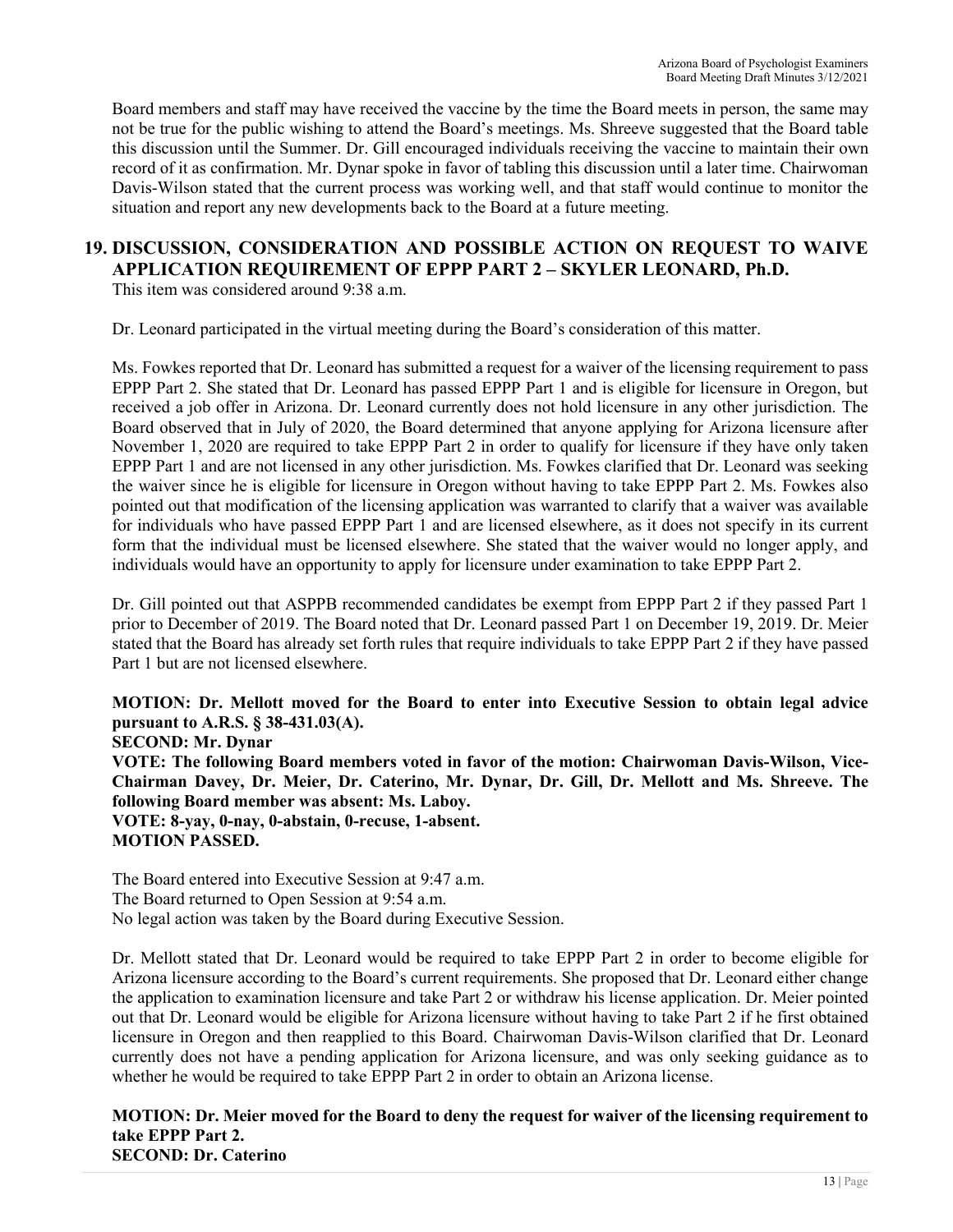Board members and staff may have received the vaccine by the time the Board meets in person, the same may not be true for the public wishing to attend the Board's meetings. Ms. Shreeve suggested that the Board table this discussion until the Summer. Dr. Gill encouraged individuals receiving the vaccine to maintain their own record of it as confirmation. Mr. Dynar spoke in favor of tabling this discussion until a later time. Chairwoman Davis-Wilson stated that the current process was working well, and that staff would continue to monitor the situation and report any new developments back to the Board at a future meeting.

## 19. DISCUSSION, CONSIDERATION AND POSSIBLE ACTION ON REQUEST TO WAIVE APPLICATION REQUIREMENT OF EPPP PART 2 – SKYLER LEONARD, Ph.D.

This item was considered around 9:38 a.m.

Dr. Leonard participated in the virtual meeting during the Board's consideration of this matter.

Ms. Fowkes reported that Dr. Leonard has submitted a request for a waiver of the licensing requirement to pass EPPP Part 2. She stated that Dr. Leonard has passed EPPP Part 1 and is eligible for licensure in Oregon, but received a job offer in Arizona. Dr. Leonard currently does not hold licensure in any other jurisdiction. The Board observed that in July of 2020, the Board determined that anyone applying for Arizona licensure after November 1, 2020 are required to take EPPP Part 2 in order to qualify for licensure if they have only taken EPPP Part 1 and are not licensed in any other jurisdiction. Ms. Fowkes clarified that Dr. Leonard was seeking the waiver since he is eligible for licensure in Oregon without having to take EPPP Part 2. Ms. Fowkes also pointed out that modification of the licensing application was warranted to clarify that a waiver was available for individuals who have passed EPPP Part 1 and are licensed elsewhere, as it does not specify in its current form that the individual must be licensed elsewhere. She stated that the waiver would no longer apply, and individuals would have an opportunity to apply for licensure under examination to take EPPP Part 2.

Dr. Gill pointed out that ASPPB recommended candidates be exempt from EPPP Part 2 if they passed Part 1 prior to December of 2019. The Board noted that Dr. Leonard passed Part 1 on December 19, 2019. Dr. Meier stated that the Board has already set forth rules that require individuals to take EPPP Part 2 if they have passed Part 1 but are not licensed elsewhere.

**MOTION: Dr. Mellott moved for the Board to enter into Executive Session to obtain legal advice pursuant to A.R.S. § 38-431.03(A).**
**SECOND: Mr. Dynar**
**VOTE: The following Board members voted in favor of the motion: Chairwoman Davis-Wilson, Vice-Chairman Davey, Dr. Meier, Dr. Caterino, Mr. Dynar, Dr. Gill, Dr. Mellott and Ms. Shreeve. The following Board member was absent: Ms. Laboy.**
**VOTE: 8-yay, 0-nay, 0-abstain, 0-recuse, 1-absent.**
**MOTION PASSED.**

The Board entered into Executive Session at 9:47 a.m.
The Board returned to Open Session at 9:54 a.m.
No legal action was taken by the Board during Executive Session.

Dr. Mellott stated that Dr. Leonard would be required to take EPPP Part 2 in order to become eligible for Arizona licensure according to the Board's current requirements. She proposed that Dr. Leonard either change the application to examination licensure and take Part 2 or withdraw his license application. Dr. Meier pointed out that Dr. Leonard would be eligible for Arizona licensure without having to take Part 2 if he first obtained licensure in Oregon and then reapplied to this Board. Chairwoman Davis-Wilson clarified that Dr. Leonard currently does not have a pending application for Arizona licensure, and was only seeking guidance as to whether he would be required to take EPPP Part 2 in order to obtain an Arizona license.

**MOTION: Dr. Meier moved for the Board to deny the request for waiver of the licensing requirement to take EPPP Part 2.**
**SECOND: Dr. Caterino**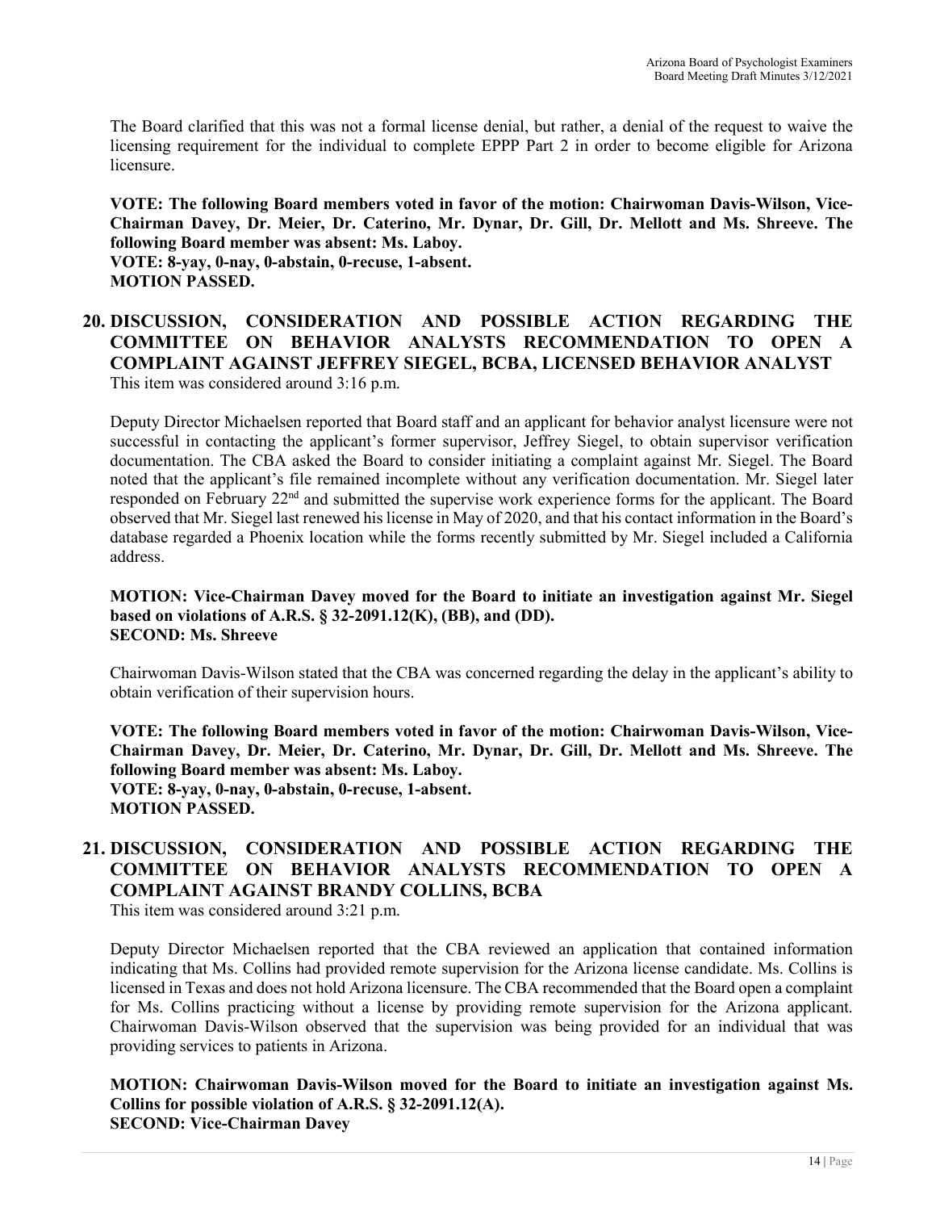The Board clarified that this was not a formal license denial, but rather, a denial of the request to waive the licensing requirement for the individual to complete EPPP Part 2 in order to become eligible for Arizona licensure.

**VOTE: The following Board members voted in favor of the motion: Chairwoman Davis-Wilson, Vice-Chairman Davey, Dr. Meier, Dr. Caterino, Mr. Dynar, Dr. Gill, Dr. Mellott and Ms. Shreeve. The following Board member was absent: Ms. Laboy.**
**VOTE: 8-yay, 0-nay, 0-abstain, 0-recuse, 1-absent.**
**MOTION PASSED.**

## 20. DISCUSSION, CONSIDERATION AND POSSIBLE ACTION REGARDING THE COMMITTEE ON BEHAVIOR ANALYSTS RECOMMENDATION TO OPEN A COMPLAINT AGAINST JEFFREY SIEGEL, BCBA, LICENSED BEHAVIOR ANALYST

This item was considered around 3:16 p.m.

Deputy Director Michaelsen reported that Board staff and an applicant for behavior analyst licensure were not successful in contacting the applicant's former supervisor, Jeffrey Siegel, to obtain supervisor verification documentation. The CBA asked the Board to consider initiating a complaint against Mr. Siegel. The Board noted that the applicant's file remained incomplete without any verification documentation. Mr. Siegel later responded on February 22nd and submitted the supervise work experience forms for the applicant. The Board observed that Mr. Siegel last renewed his license in May of 2020, and that his contact information in the Board's database regarded a Phoenix location while the forms recently submitted by Mr. Siegel included a California address.

**MOTION: Vice-Chairman Davey moved for the Board to initiate an investigation against Mr. Siegel based on violations of A.R.S. § 32-2091.12(K), (BB), and (DD).**
**SECOND: Ms. Shreeve**

Chairwoman Davis-Wilson stated that the CBA was concerned regarding the delay in the applicant's ability to obtain verification of their supervision hours.

**VOTE: The following Board members voted in favor of the motion: Chairwoman Davis-Wilson, Vice-Chairman Davey, Dr. Meier, Dr. Caterino, Mr. Dynar, Dr. Gill, Dr. Mellott and Ms. Shreeve. The following Board member was absent: Ms. Laboy.**
**VOTE: 8-yay, 0-nay, 0-abstain, 0-recuse, 1-absent.**
**MOTION PASSED.**

## 21. DISCUSSION, CONSIDERATION AND POSSIBLE ACTION REGARDING THE COMMITTEE ON BEHAVIOR ANALYSTS RECOMMENDATION TO OPEN A COMPLAINT AGAINST BRANDY COLLINS, BCBA

This item was considered around 3:21 p.m.

Deputy Director Michaelsen reported that the CBA reviewed an application that contained information indicating that Ms. Collins had provided remote supervision for the Arizona license candidate. Ms. Collins is licensed in Texas and does not hold Arizona licensure. The CBA recommended that the Board open a complaint for Ms. Collins practicing without a license by providing remote supervision for the Arizona applicant. Chairwoman Davis-Wilson observed that the supervision was being provided for an individual that was providing services to patients in Arizona.

**MOTION: Chairwoman Davis-Wilson moved for the Board to initiate an investigation against Ms. Collins for possible violation of A.R.S. § 32-2091.12(A).**
**SECOND: Vice-Chairman Davey**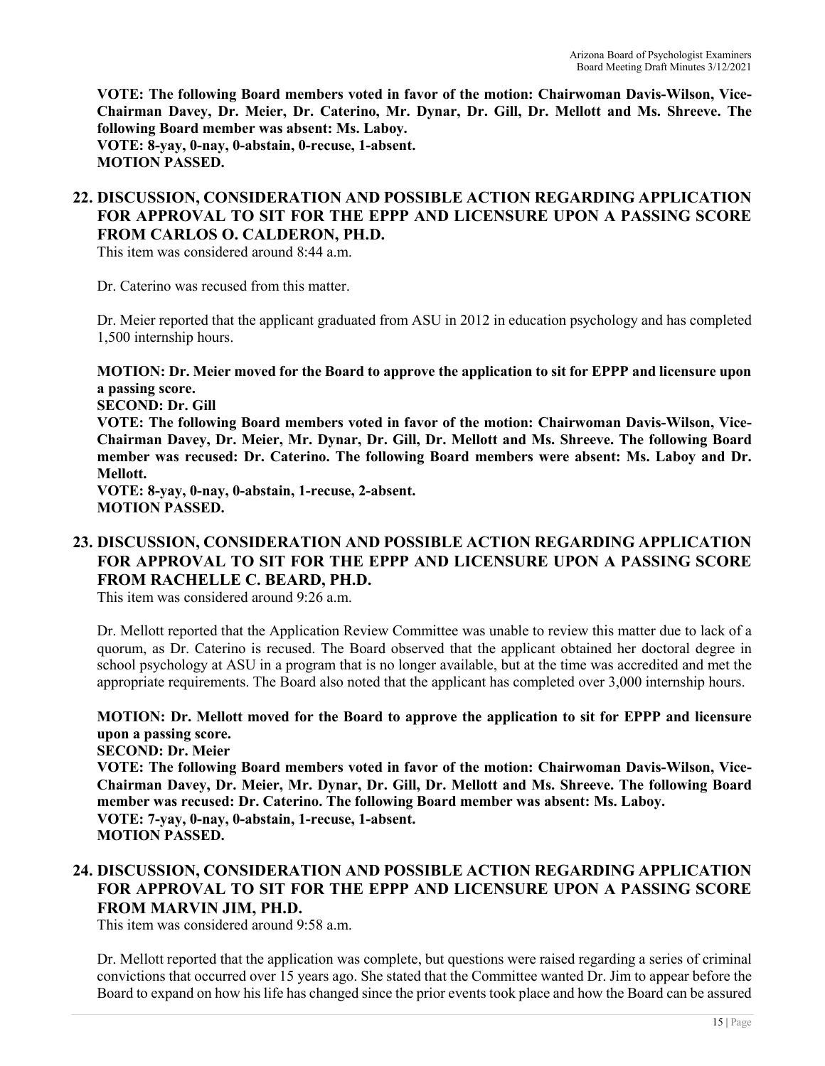**VOTE: The following Board members voted in favor of the motion: Chairwoman Davis-Wilson, Vice-Chairman Davey, Dr. Meier, Dr. Caterino, Mr. Dynar, Dr. Gill, Dr. Mellott and Ms. Shreeve. The following Board member was absent: Ms. Laboy.**
**VOTE: 8-yay, 0-nay, 0-abstain, 0-recuse, 1-absent.**
**MOTION PASSED.**

## 22. DISCUSSION, CONSIDERATION AND POSSIBLE ACTION REGARDING APPLICATION FOR APPROVAL TO SIT FOR THE EPPP AND LICENSURE UPON A PASSING SCORE FROM CARLOS O. CALDERON, PH.D.

This item was considered around 8:44 a.m.

Dr. Caterino was recused from this matter.

Dr. Meier reported that the applicant graduated from ASU in 2012 in education psychology and has completed 1,500 internship hours.

**MOTION: Dr. Meier moved for the Board to approve the application to sit for EPPP and licensure upon a passing score.**
**SECOND: Dr. Gill**
**VOTE: The following Board members voted in favor of the motion: Chairwoman Davis-Wilson, Vice-Chairman Davey, Dr. Meier, Mr. Dynar, Dr. Gill, Dr. Mellott and Ms. Shreeve. The following Board member was recused: Dr. Caterino. The following Board members were absent: Ms. Laboy and Dr. Mellott.**
**VOTE: 8-yay, 0-nay, 0-abstain, 1-recuse, 2-absent.**
**MOTION PASSED.**

## 23. DISCUSSION, CONSIDERATION AND POSSIBLE ACTION REGARDING APPLICATION FOR APPROVAL TO SIT FOR THE EPPP AND LICENSURE UPON A PASSING SCORE FROM RACHELLE C. BEARD, PH.D.

This item was considered around 9:26 a.m.

Dr. Mellott reported that the Application Review Committee was unable to review this matter due to lack of a quorum, as Dr. Caterino is recused. The Board observed that the applicant obtained her doctoral degree in school psychology at ASU in a program that is no longer available, but at the time was accredited and met the appropriate requirements. The Board also noted that the applicant has completed over 3,000 internship hours.

**MOTION: Dr. Mellott moved for the Board to approve the application to sit for EPPP and licensure upon a passing score.**
**SECOND: Dr. Meier**
**VOTE: The following Board members voted in favor of the motion: Chairwoman Davis-Wilson, Vice-Chairman Davey, Dr. Meier, Mr. Dynar, Dr. Gill, Dr. Mellott and Ms. Shreeve. The following Board member was recused: Dr. Caterino. The following Board member was absent: Ms. Laboy.**
**VOTE: 7-yay, 0-nay, 0-abstain, 1-recuse, 1-absent.**
**MOTION PASSED.**

## 24. DISCUSSION, CONSIDERATION AND POSSIBLE ACTION REGARDING APPLICATION FOR APPROVAL TO SIT FOR THE EPPP AND LICENSURE UPON A PASSING SCORE FROM MARVIN JIM, PH.D.

This item was considered around 9:58 a.m.

Dr. Mellott reported that the application was complete, but questions were raised regarding a series of criminal convictions that occurred over 15 years ago. She stated that the Committee wanted Dr. Jim to appear before the Board to expand on how his life has changed since the prior events took place and how the Board can be assured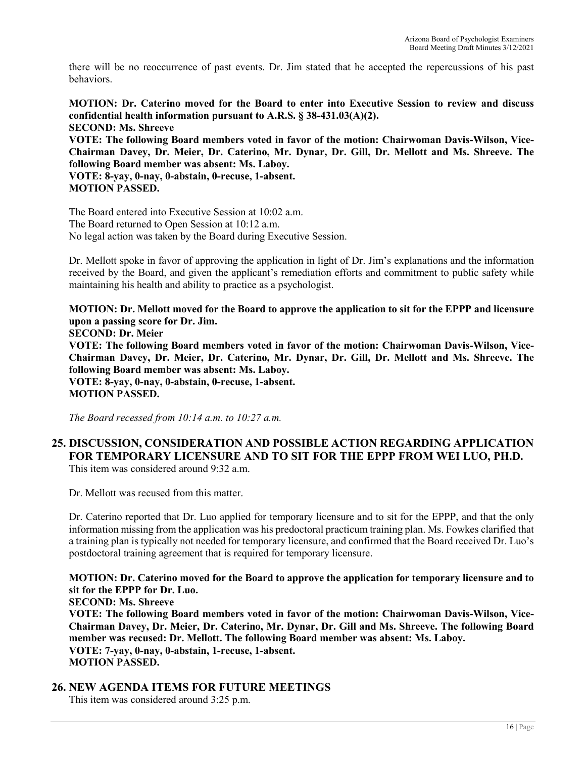there will be no reoccurrence of past events. Dr. Jim stated that he accepted the repercussions of his past behaviors.

**MOTION: Dr. Caterino moved for the Board to enter into Executive Session to review and discuss confidential health information pursuant to A.R.S. § 38-431.03(A)(2).**
**SECOND: Ms. Shreeve**
**VOTE: The following Board members voted in favor of the motion: Chairwoman Davis-Wilson, Vice-Chairman Davey, Dr. Meier, Dr. Caterino, Mr. Dynar, Dr. Gill, Dr. Mellott and Ms. Shreeve. The following Board member was absent: Ms. Laboy.**
**VOTE: 8-yay, 0-nay, 0-abstain, 0-recuse, 1-absent.**
**MOTION PASSED.**

The Board entered into Executive Session at 10:02 a.m.
The Board returned to Open Session at 10:12 a.m.
No legal action was taken by the Board during Executive Session.

Dr. Mellott spoke in favor of approving the application in light of Dr. Jim's explanations and the information received by the Board, and given the applicant's remediation efforts and commitment to public safety while maintaining his health and ability to practice as a psychologist.

**MOTION: Dr. Mellott moved for the Board to approve the application to sit for the EPPP and licensure upon a passing score for Dr. Jim.**
**SECOND: Dr. Meier**
**VOTE: The following Board members voted in favor of the motion: Chairwoman Davis-Wilson, Vice-Chairman Davey, Dr. Meier, Dr. Caterino, Mr. Dynar, Dr. Gill, Dr. Mellott and Ms. Shreeve. The following Board member was absent: Ms. Laboy.**
**VOTE: 8-yay, 0-nay, 0-abstain, 0-recuse, 1-absent.**
**MOTION PASSED.**

*The Board recessed from 10:14 a.m. to 10:27 a.m.*

## 25. DISCUSSION, CONSIDERATION AND POSSIBLE ACTION REGARDING APPLICATION FOR TEMPORARY LICENSURE AND TO SIT FOR THE EPPP FROM WEI LUO, PH.D.

This item was considered around 9:32 a.m.

Dr. Mellott was recused from this matter.

Dr. Caterino reported that Dr. Luo applied for temporary licensure and to sit for the EPPP, and that the only information missing from the application was his predoctoral practicum training plan. Ms. Fowkes clarified that a training plan is typically not needed for temporary licensure, and confirmed that the Board received Dr. Luo's postdoctoral training agreement that is required for temporary licensure.

**MOTION: Dr. Caterino moved for the Board to approve the application for temporary licensure and to sit for the EPPP for Dr. Luo.**
**SECOND: Ms. Shreeve**
**VOTE: The following Board members voted in favor of the motion: Chairwoman Davis-Wilson, Vice-Chairman Davey, Dr. Meier, Dr. Caterino, Mr. Dynar, Dr. Gill and Ms. Shreeve. The following Board member was recused: Dr. Mellott. The following Board member was absent: Ms. Laboy.**
**VOTE: 7-yay, 0-nay, 0-abstain, 1-recuse, 1-absent.**
**MOTION PASSED.**

## 26. NEW AGENDA ITEMS FOR FUTURE MEETINGS

This item was considered around 3:25 p.m.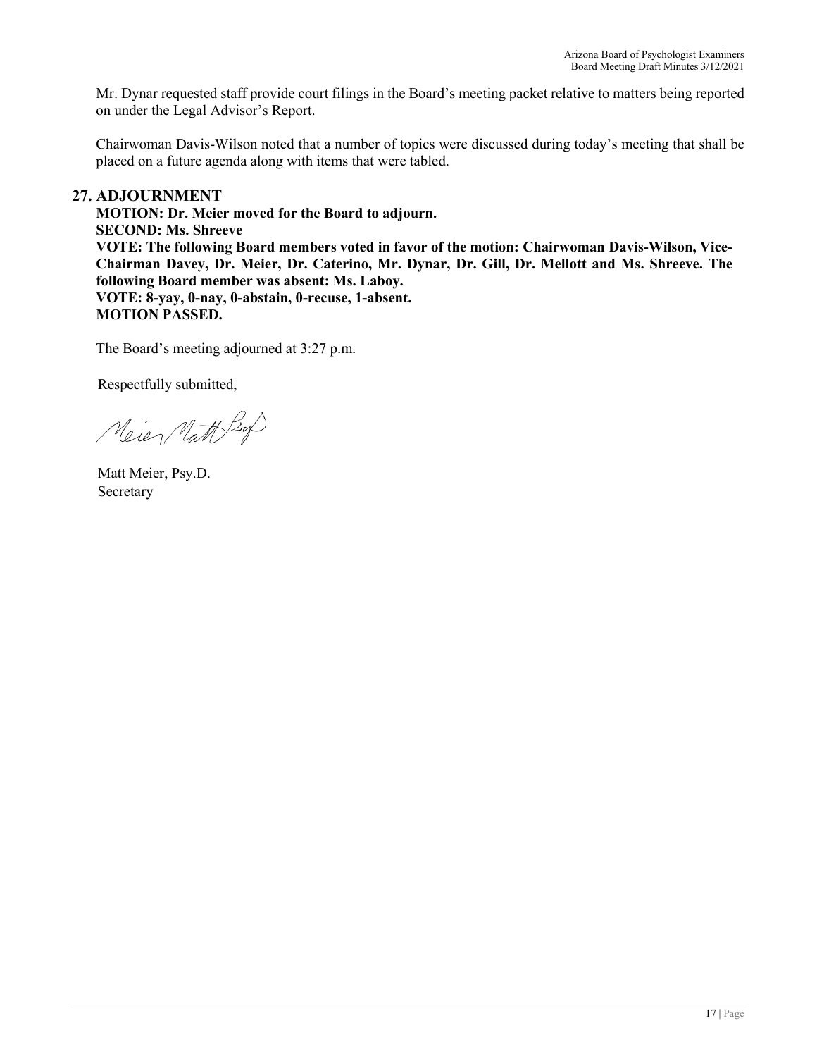Mr. Dynar requested staff provide court filings in the Board's meeting packet relative to matters being reported on under the Legal Advisor's Report.

Chairwoman Davis-Wilson noted that a number of topics were discussed during today's meeting that shall be placed on a future agenda along with items that were tabled.

## 27. ADJOURNMENT

**MOTION: Dr. Meier moved for the Board to adjourn.**
**SECOND: Ms. Shreeve**
**VOTE: The following Board members voted in favor of the motion: Chairwoman Davis-Wilson, Vice-Chairman Davey, Dr. Meier, Dr. Caterino, Mr. Dynar, Dr. Gill, Dr. Mellott and Ms. Shreeve. The following Board member was absent: Ms. Laboy.**
**VOTE: 8-yay, 0-nay, 0-abstain, 0-recuse, 1-absent.**
**MOTION PASSED.**

The Board's meeting adjourned at 3:27 p.m.

Respectfully submitted,

Meier Matt PsyD

Matt Meier, Psy.D.
Secretary